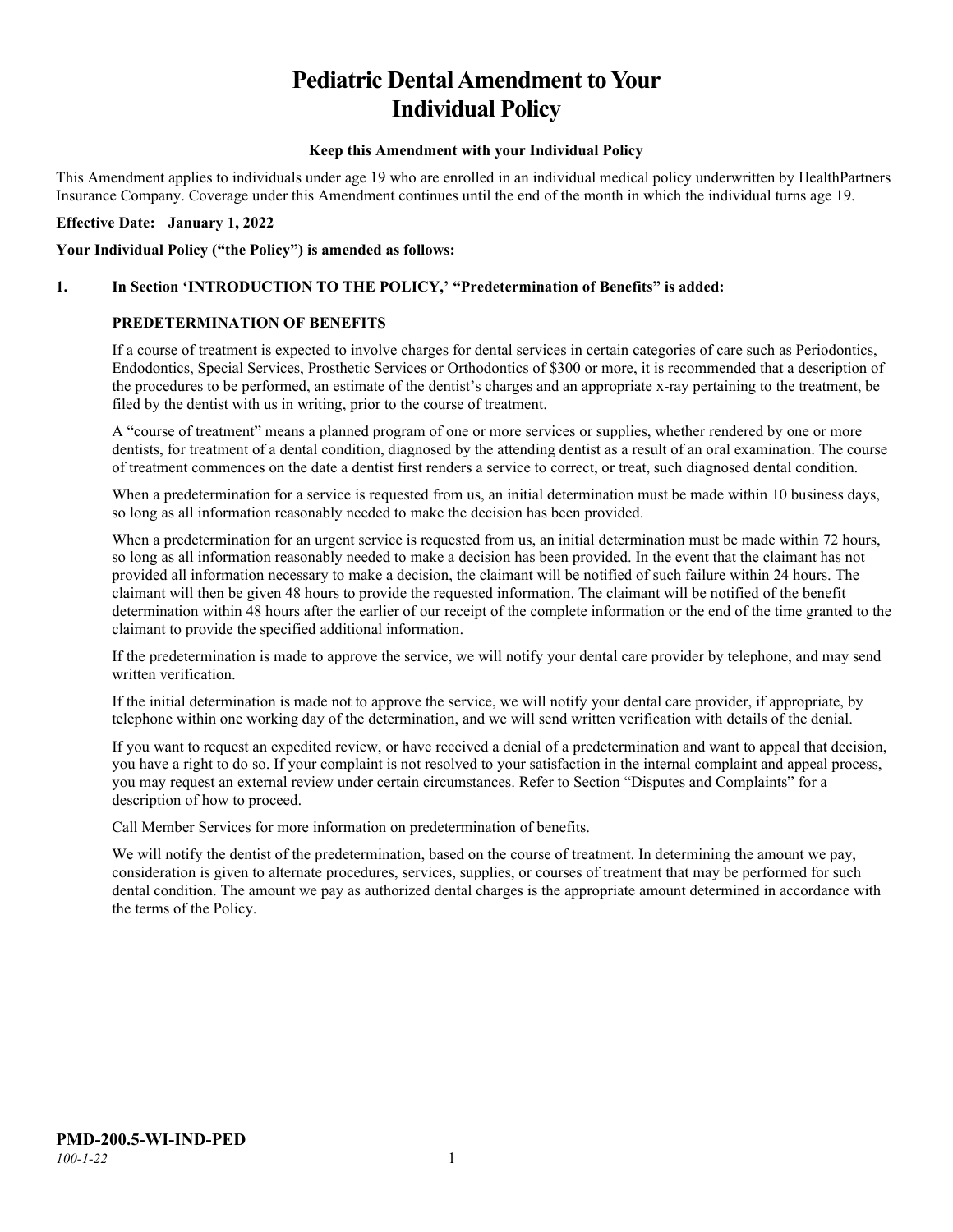# Pediatric Dental Amendment to Your Individual Policy

**Keep this Amendment with your Individual Policy**

This Amendment applies to individuals under age 19 who are enrolled in an individual medical policy underwritten by HealthPartners Insurance Company. Coverage under this Amendment continues until the end of the month in which the individual turns age 19.

**Effective Date: January 1, 2022**

**Your Individual Policy ("the Policy") is amended as follows:**

**1. In Section 'INTRODUCTION TO THE POLICY,' "Predetermination of Benefits" is added:**

**PREDETERMINATION OF BENEFITS**

If a course of treatment is expected to involve charges for dental services in certain categories of care such as Periodontics, Endodontics, Special Services, Prosthetic Services or Orthodontics of $300 or more, it is recommended that a description of the procedures to be performed, an estimate of the dentist's charges and an appropriate x-ray pertaining to the treatment, be filed by the dentist with us in writing, prior to the course of treatment.

A "course of treatment" means a planned program of one or more services or supplies, whether rendered by one or more dentists, for treatment of a dental condition, diagnosed by the attending dentist as a result of an oral examination. The course of treatment commences on the date a dentist first renders a service to correct, or treat, such diagnosed dental condition.

When a predetermination for a service is requested from us, an initial determination must be made within 10 business days, so long as all information reasonably needed to make the decision has been provided.

When a predetermination for an urgent service is requested from us, an initial determination must be made within 72 hours, so long as all information reasonably needed to make a decision has been provided. In the event that the claimant has not provided all information necessary to make a decision, the claimant will be notified of such failure within 24 hours. The claimant will then be given 48 hours to provide the requested information. The claimant will be notified of the benefit determination within 48 hours after the earlier of our receipt of the complete information or the end of the time granted to the claimant to provide the specified additional information.

If the predetermination is made to approve the service, we will notify your dental care provider by telephone, and may send written verification.

If the initial determination is made not to approve the service, we will notify your dental care provider, if appropriate, by telephone within one working day of the determination, and we will send written verification with details of the denial.

If you want to request an expedited review, or have received a denial of a predetermination and want to appeal that decision, you have a right to do so. If your complaint is not resolved to your satisfaction in the internal complaint and appeal process, you may request an external review under certain circumstances. Refer to Section "Disputes and Complaints" for a description of how to proceed.

Call Member Services for more information on predetermination of benefits.

We will notify the dentist of the predetermination, based on the course of treatment. In determining the amount we pay, consideration is given to alternate procedures, services, supplies, or courses of treatment that may be performed for such dental condition. The amount we pay as authorized dental charges is the appropriate amount determined in accordance with the terms of the Policy.

**PMD-200.5-WI-IND-PED**

*100-1-22*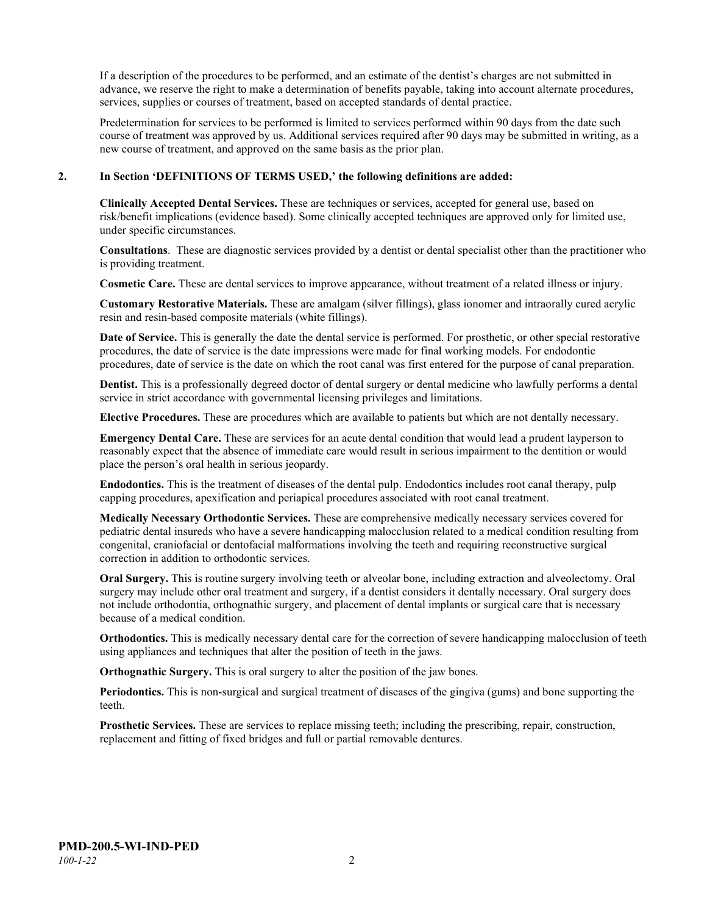If a description of the procedures to be performed, and an estimate of the dentist's charges are not submitted in advance, we reserve the right to make a determination of benefits payable, taking into account alternate procedures, services, supplies or courses of treatment, based on accepted standards of dental practice.

Predetermination for services to be performed is limited to services performed within 90 days from the date such course of treatment was approved by us. Additional services required after 90 days may be submitted in writing, as a new course of treatment, and approved on the same basis as the prior plan.

**2. In Section 'DEFINITIONS OF TERMS USED,' the following definitions are added:**

**Clinically Accepted Dental Services.** These are techniques or services, accepted for general use, based on risk/benefit implications (evidence based). Some clinically accepted techniques are approved only for limited use, under specific circumstances.

**Consultations**. These are diagnostic services provided by a dentist or dental specialist other than the practitioner who is providing treatment.

**Cosmetic Care.** These are dental services to improve appearance, without treatment of a related illness or injury.

**Customary Restorative Materials.** These are amalgam (silver fillings), glass ionomer and intraorally cured acrylic resin and resin-based composite materials (white fillings).

**Date of Service.** This is generally the date the dental service is performed. For prosthetic, or other special restorative procedures, the date of service is the date impressions were made for final working models. For endodontic procedures, date of service is the date on which the root canal was first entered for the purpose of canal preparation.

**Dentist.** This is a professionally degreed doctor of dental surgery or dental medicine who lawfully performs a dental service in strict accordance with governmental licensing privileges and limitations.

**Elective Procedures.** These are procedures which are available to patients but which are not dentally necessary.

**Emergency Dental Care.** These are services for an acute dental condition that would lead a prudent layperson to reasonably expect that the absence of immediate care would result in serious impairment to the dentition or would place the person's oral health in serious jeopardy.

**Endodontics.** This is the treatment of diseases of the dental pulp. Endodontics includes root canal therapy, pulp capping procedures, apexification and periapical procedures associated with root canal treatment.

**Medically Necessary Orthodontic Services.** These are comprehensive medically necessary services covered for pediatric dental insureds who have a severe handicapping malocclusion related to a medical condition resulting from congenital, craniofacial or dentofacial malformations involving the teeth and requiring reconstructive surgical correction in addition to orthodontic services.

**Oral Surgery.** This is routine surgery involving teeth or alveolar bone, including extraction and alveolectomy. Oral surgery may include other oral treatment and surgery, if a dentist considers it dentally necessary. Oral surgery does not include orthodontia, orthognathic surgery, and placement of dental implants or surgical care that is necessary because of a medical condition.

**Orthodontics.** This is medically necessary dental care for the correction of severe handicapping malocclusion of teeth using appliances and techniques that alter the position of teeth in the jaws.

**Orthognathic Surgery.** This is oral surgery to alter the position of the jaw bones.

**Periodontics.** This is non-surgical and surgical treatment of diseases of the gingiva (gums) and bone supporting the teeth.

**Prosthetic Services.** These are services to replace missing teeth; including the prescribing, repair, construction, replacement and fitting of fixed bridges and full or partial removable dentures.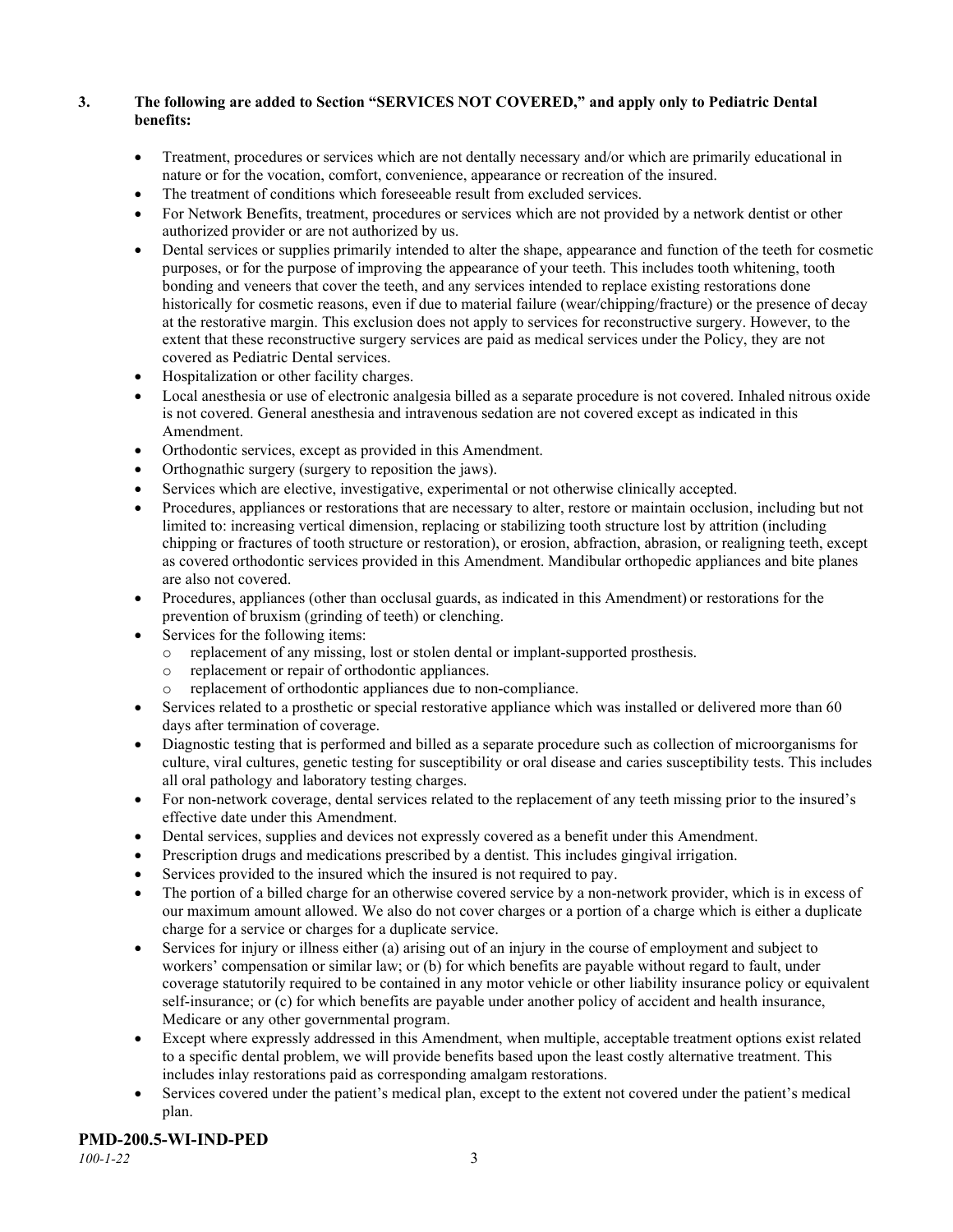**3. The following are added to Section "SERVICES NOT COVERED," and apply only to Pediatric Dental benefits:**

- Treatment, procedures or services which are not dentally necessary and/or which are primarily educational in nature or for the vocation, comfort, convenience, appearance or recreation of the insured.
- The treatment of conditions which foreseeable result from excluded services.
- For Network Benefits, treatment, procedures or services which are not provided by a network dentist or other authorized provider or are not authorized by us.
- Dental services or supplies primarily intended to alter the shape, appearance and function of the teeth for cosmetic purposes, or for the purpose of improving the appearance of your teeth. This includes tooth whitening, tooth bonding and veneers that cover the teeth, and any services intended to replace existing restorations done historically for cosmetic reasons, even if due to material failure (wear/chipping/fracture) or the presence of decay at the restorative margin. This exclusion does not apply to services for reconstructive surgery. However, to the extent that these reconstructive surgery services are paid as medical services under the Policy, they are not covered as Pediatric Dental services.
- Hospitalization or other facility charges.
- Local anesthesia or use of electronic analgesia billed as a separate procedure is not covered. Inhaled nitrous oxide is not covered. General anesthesia and intravenous sedation are not covered except as indicated in this Amendment.
- Orthodontic services, except as provided in this Amendment.
- Orthognathic surgery (surgery to reposition the jaws).
- Services which are elective, investigative, experimental or not otherwise clinically accepted.
- Procedures, appliances or restorations that are necessary to alter, restore or maintain occlusion, including but not limited to: increasing vertical dimension, replacing or stabilizing tooth structure lost by attrition (including chipping or fractures of tooth structure or restoration), or erosion, abfraction, abrasion, or realigning teeth, except as covered orthodontic services provided in this Amendment. Mandibular orthopedic appliances and bite planes are also not covered.
- Procedures, appliances (other than occlusal guards, as indicated in this Amendment) or restorations for the prevention of bruxism (grinding of teeth) or clenching.
- Services for the following items:
  - replacement of any missing, lost or stolen dental or implant-supported prosthesis.
  - replacement or repair of orthodontic appliances.
  - replacement of orthodontic appliances due to non-compliance.
- Services related to a prosthetic or special restorative appliance which was installed or delivered more than 60 days after termination of coverage.
- Diagnostic testing that is performed and billed as a separate procedure such as collection of microorganisms for culture, viral cultures, genetic testing for susceptibility or oral disease and caries susceptibility tests. This includes all oral pathology and laboratory testing charges.
- For non-network coverage, dental services related to the replacement of any teeth missing prior to the insured's effective date under this Amendment.
- Dental services, supplies and devices not expressly covered as a benefit under this Amendment.
- Prescription drugs and medications prescribed by a dentist. This includes gingival irrigation.
- Services provided to the insured which the insured is not required to pay.
- The portion of a billed charge for an otherwise covered service by a non-network provider, which is in excess of our maximum amount allowed. We also do not cover charges or a portion of a charge which is either a duplicate charge for a service or charges for a duplicate service.
- Services for injury or illness either (a) arising out of an injury in the course of employment and subject to workers' compensation or similar law; or (b) for which benefits are payable without regard to fault, under coverage statutorily required to be contained in any motor vehicle or other liability insurance policy or equivalent self-insurance; or (c) for which benefits are payable under another policy of accident and health insurance, Medicare or any other governmental program.
- Except where expressly addressed in this Amendment, when multiple, acceptable treatment options exist related to a specific dental problem, we will provide benefits based upon the least costly alternative treatment. This includes inlay restorations paid as corresponding amalgam restorations.
- Services covered under the patient's medical plan, except to the extent not covered under the patient's medical plan.

**PMD-200.5-WI-IND-PED**
*100-1-22*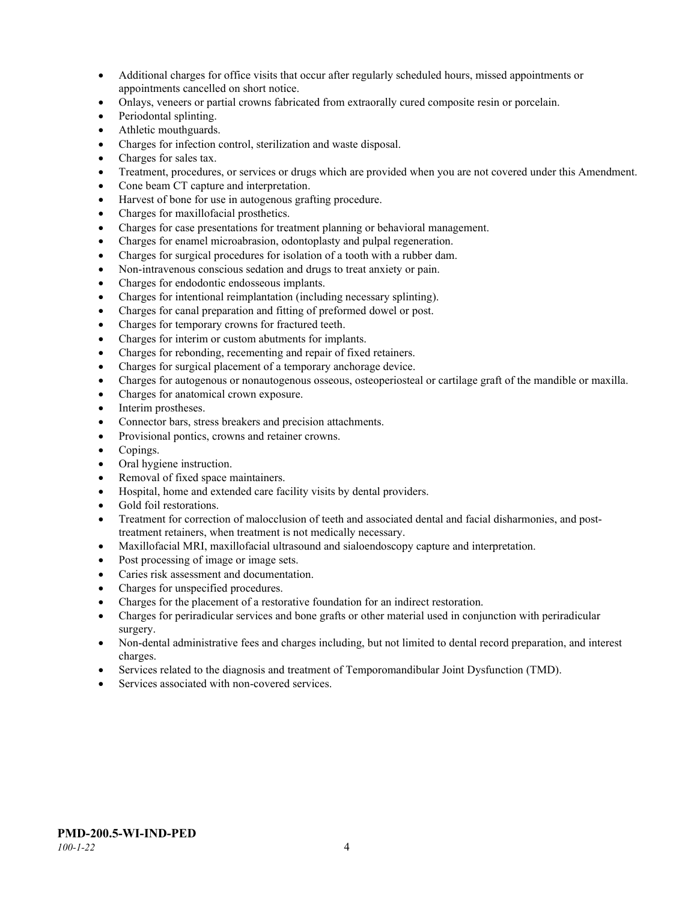- Additional charges for office visits that occur after regularly scheduled hours, missed appointments or appointments cancelled on short notice.
- Onlays, veneers or partial crowns fabricated from extraorally cured composite resin or porcelain.
- Periodontal splinting.
- Athletic mouthguards.
- Charges for infection control, sterilization and waste disposal.
- Charges for sales tax.
- Treatment, procedures, or services or drugs which are provided when you are not covered under this Amendment.
- Cone beam CT capture and interpretation.
- Harvest of bone for use in autogenous grafting procedure.
- Charges for maxillofacial prosthetics.
- Charges for case presentations for treatment planning or behavioral management.
- Charges for enamel microabrasion, odontoplasty and pulpal regeneration.
- Charges for surgical procedures for isolation of a tooth with a rubber dam.
- Non-intravenous conscious sedation and drugs to treat anxiety or pain.
- Charges for endodontic endosseous implants.
- Charges for intentional reimplantation (including necessary splinting).
- Charges for canal preparation and fitting of preformed dowel or post.
- Charges for temporary crowns for fractured teeth.
- Charges for interim or custom abutments for implants.
- Charges for rebonding, recementing and repair of fixed retainers.
- Charges for surgical placement of a temporary anchorage device.
- Charges for autogenous or nonautogenous osseous, osteoperiosteal or cartilage graft of the mandible or maxilla.
- Charges for anatomical crown exposure.
- Interim prostheses.
- Connector bars, stress breakers and precision attachments.
- Provisional pontics, crowns and retainer crowns.
- Copings.
- Oral hygiene instruction.
- Removal of fixed space maintainers.
- Hospital, home and extended care facility visits by dental providers.
- Gold foil restorations.
- Treatment for correction of malocclusion of teeth and associated dental and facial disharmonies, and post-treatment retainers, when treatment is not medically necessary.
- Maxillofacial MRI, maxillofacial ultrasound and sialoendoscopy capture and interpretation.
- Post processing of image or image sets.
- Caries risk assessment and documentation.
- Charges for unspecified procedures.
- Charges for the placement of a restorative foundation for an indirect restoration.
- Charges for periradicular services and bone grafts or other material used in conjunction with periradicular surgery.
- Non-dental administrative fees and charges including, but not limited to dental record preparation, and interest charges.
- Services related to the diagnosis and treatment of Temporomandibular Joint Dysfunction (TMD).
- Services associated with non-covered services.

**PMD-200.5-WI-IND-PED**
*100-1-22*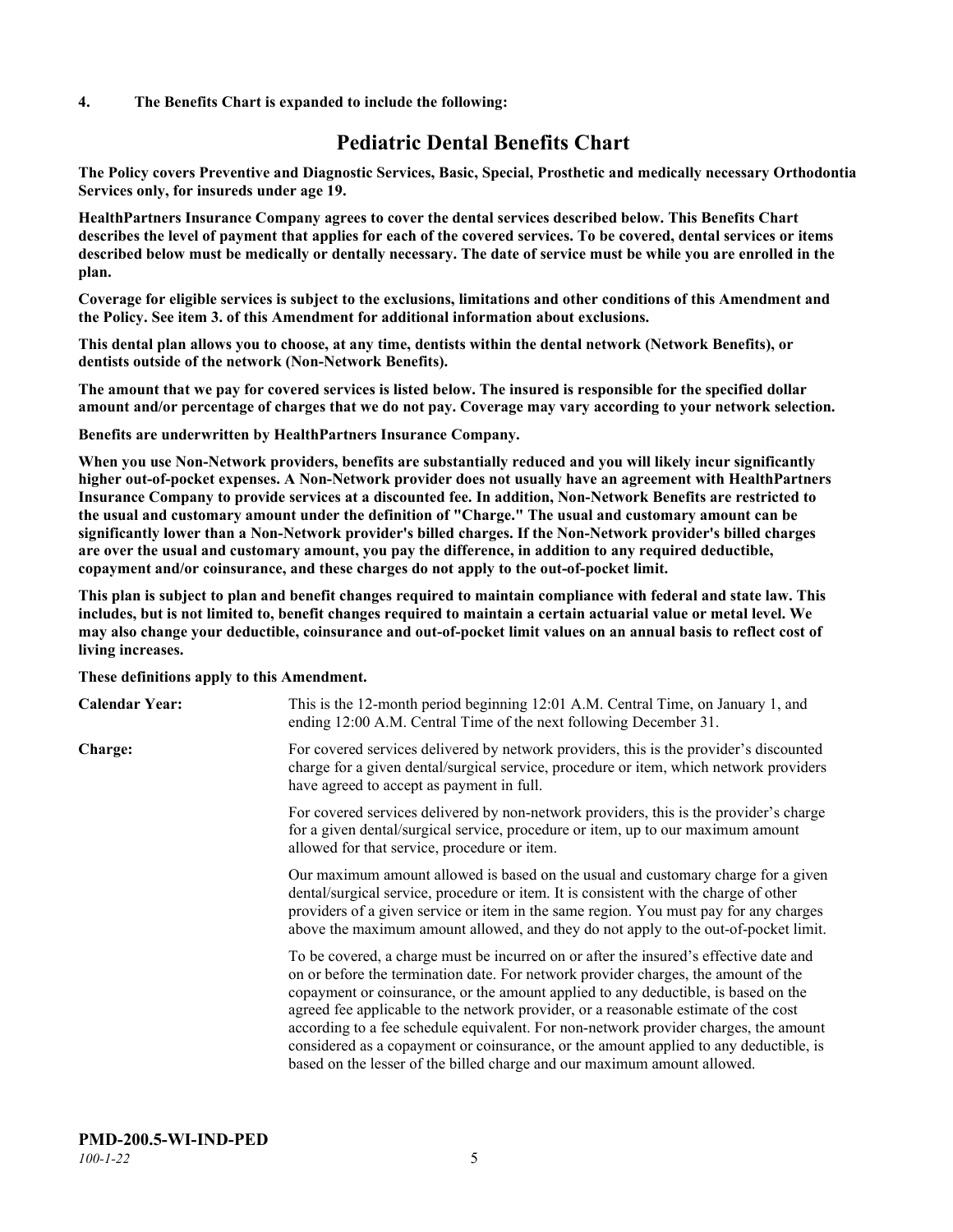**4. The Benefits Chart is expanded to include the following:**

# Pediatric Dental Benefits Chart

**The Policy covers Preventive and Diagnostic Services, Basic, Special, Prosthetic and medically necessary Orthodontia Services only, for insureds under age 19.**

**HealthPartners Insurance Company agrees to cover the dental services described below. This Benefits Chart describes the level of payment that applies for each of the covered services. To be covered, dental services or items described below must be medically or dentally necessary. The date of service must be while you are enrolled in the plan.**

**Coverage for eligible services is subject to the exclusions, limitations and other conditions of this Amendment and the Policy. See item 3. of this Amendment for additional information about exclusions.**

**This dental plan allows you to choose, at any time, dentists within the dental network (Network Benefits), or dentists outside of the network (Non-Network Benefits).**

**The amount that we pay for covered services is listed below. The insured is responsible for the specified dollar amount and/or percentage of charges that we do not pay. Coverage may vary according to your network selection.**

**Benefits are underwritten by HealthPartners Insurance Company.**

**When you use Non-Network providers, benefits are substantially reduced and you will likely incur significantly higher out-of-pocket expenses. A Non-Network provider does not usually have an agreement with HealthPartners Insurance Company to provide services at a discounted fee. In addition, Non-Network Benefits are restricted to the usual and customary amount under the definition of "Charge." The usual and customary amount can be significantly lower than a Non-Network provider's billed charges. If the Non-Network provider's billed charges are over the usual and customary amount, you pay the difference, in addition to any required deductible, copayment and/or coinsurance, and these charges do not apply to the out-of-pocket limit.**

**This plan is subject to plan and benefit changes required to maintain compliance with federal and state law. This includes, but is not limited to, benefit changes required to maintain a certain actuarial value or metal level. We may also change your deductible, coinsurance and out-of-pocket limit values on an annual basis to reflect cost of living increases.**

**These definitions apply to this Amendment.**

**Calendar Year:** This is the 12-month period beginning 12:01 A.M. Central Time, on January 1, and ending 12:00 A.M. Central Time of the next following December 31.

**Charge:** For covered services delivered by network providers, this is the provider's discounted charge for a given dental/surgical service, procedure or item, which network providers have agreed to accept as payment in full.

For covered services delivered by non-network providers, this is the provider's charge for a given dental/surgical service, procedure or item, up to our maximum amount allowed for that service, procedure or item.

Our maximum amount allowed is based on the usual and customary charge for a given dental/surgical service, procedure or item. It is consistent with the charge of other providers of a given service or item in the same region. You must pay for any charges above the maximum amount allowed, and they do not apply to the out-of-pocket limit.

To be covered, a charge must be incurred on or after the insured's effective date and on or before the termination date. For network provider charges, the amount of the copayment or coinsurance, or the amount applied to any deductible, is based on the agreed fee applicable to the network provider, or a reasonable estimate of the cost according to a fee schedule equivalent. For non-network provider charges, the amount considered as a copayment or coinsurance, or the amount applied to any deductible, is based on the lesser of the billed charge and our maximum amount allowed.

**PMD-200.5-WI-IND-PED**
*100-1-22*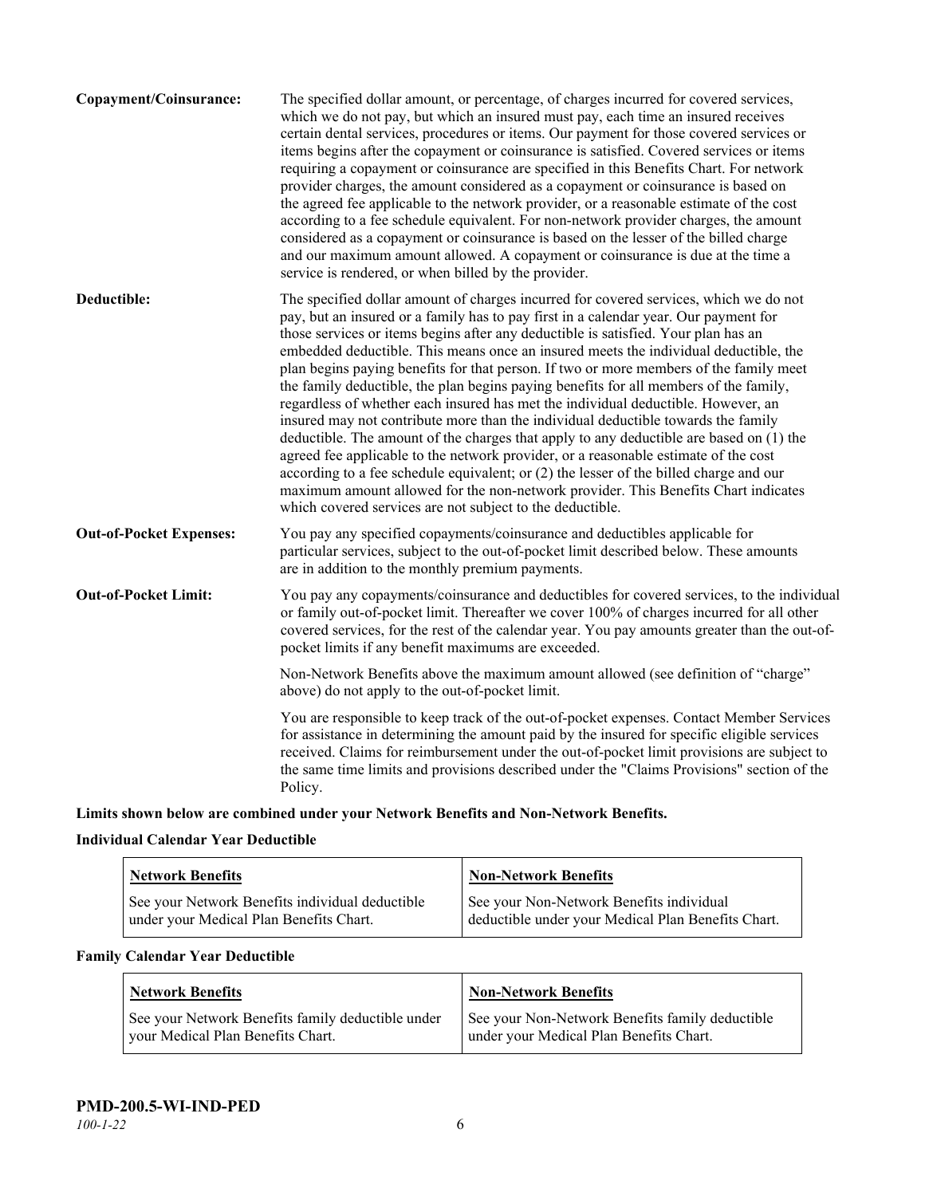**Copayment/Coinsurance:** The specified dollar amount, or percentage, of charges incurred for covered services, which we do not pay, but which an insured must pay, each time an insured receives certain dental services, procedures or items. Our payment for those covered services or items begins after the copayment or coinsurance is satisfied. Covered services or items requiring a copayment or coinsurance are specified in this Benefits Chart. For network provider charges, the amount considered as a copayment or coinsurance is based on the agreed fee applicable to the network provider, or a reasonable estimate of the cost according to a fee schedule equivalent. For non-network provider charges, the amount considered as a copayment or coinsurance is based on the lesser of the billed charge and our maximum amount allowed. A copayment or coinsurance is due at the time a service is rendered, or when billed by the provider.

**Deductible:** The specified dollar amount of charges incurred for covered services, which we do not pay, but an insured or a family has to pay first in a calendar year. Our payment for those services or items begins after any deductible is satisfied. Your plan has an embedded deductible. This means once an insured meets the individual deductible, the plan begins paying benefits for that person. If two or more members of the family meet the family deductible, the plan begins paying benefits for all members of the family, regardless of whether each insured has met the individual deductible. However, an insured may not contribute more than the individual deductible towards the family deductible. The amount of the charges that apply to any deductible are based on (1) the agreed fee applicable to the network provider, or a reasonable estimate of the cost according to a fee schedule equivalent; or (2) the lesser of the billed charge and our maximum amount allowed for the non-network provider. This Benefits Chart indicates which covered services are not subject to the deductible.

**Out-of-Pocket Expenses:** You pay any specified copayments/coinsurance and deductibles applicable for particular services, subject to the out-of-pocket limit described below. These amounts are in addition to the monthly premium payments.

**Out-of-Pocket Limit:** You pay any copayments/coinsurance and deductibles for covered services, to the individual or family out-of-pocket limit. Thereafter we cover 100% of charges incurred for all other covered services, for the rest of the calendar year. You pay amounts greater than the out-of-pocket limits if any benefit maximums are exceeded.

Non-Network Benefits above the maximum amount allowed (see definition of "charge" above) do not apply to the out-of-pocket limit.

You are responsible to keep track of the out-of-pocket expenses. Contact Member Services for assistance in determining the amount paid by the insured for specific eligible services received. Claims for reimbursement under the out-of-pocket limit provisions are subject to the same time limits and provisions described under the "Claims Provisions" section of the Policy.

**Limits shown below are combined under your Network Benefits and Non-Network Benefits.**

**Individual Calendar Year Deductible**

| Network Benefits | Non-Network Benefits |
|---|---|
| See your Network Benefits individual deductible under your Medical Plan Benefits Chart. | See your Non-Network Benefits individual deductible under your Medical Plan Benefits Chart. |

**Family Calendar Year Deductible**

| Network Benefits | Non-Network Benefits |
|---|---|
| See your Network Benefits family deductible under your Medical Plan Benefits Chart. | See your Non-Network Benefits family deductible under your Medical Plan Benefits Chart. |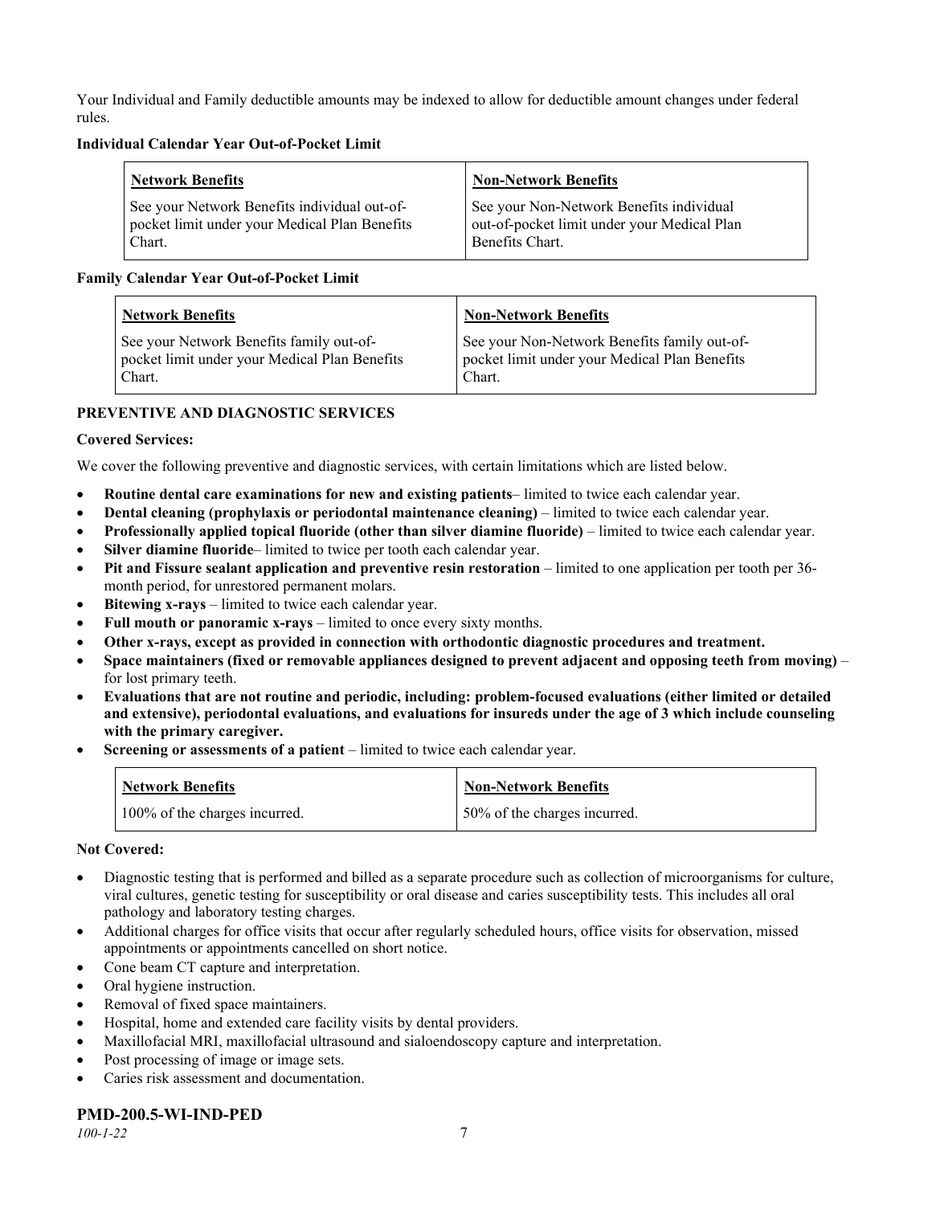Your Individual and Family deductible amounts may be indexed to allow for deductible amount changes under federal rules.

**Individual Calendar Year Out-of-Pocket Limit**

| Network Benefits | Non-Network Benefits |
|---|---|
| See your Network Benefits individual out-of-pocket limit under your Medical Plan Benefits Chart. | See your Non-Network Benefits individual out-of-pocket limit under your Medical Plan Benefits Chart. |

**Family Calendar Year Out-of-Pocket Limit**

| Network Benefits | Non-Network Benefits |
|---|---|
| See your Network Benefits family out-of-pocket limit under your Medical Plan Benefits Chart. | See your Non-Network Benefits family out-of-pocket limit under your Medical Plan Benefits Chart. |

**PREVENTIVE AND DIAGNOSTIC SERVICES**

**Covered Services:**

We cover the following preventive and diagnostic services, with certain limitations which are listed below.

- **Routine dental care examinations for new and existing patients**– limited to twice each calendar year.
- **Dental cleaning (prophylaxis or periodontal maintenance cleaning)** – limited to twice each calendar year.
- **Professionally applied topical fluoride (other than silver diamine fluoride)** – limited to twice each calendar year.
- **Silver diamine fluoride**– limited to twice per tooth each calendar year.
- **Pit and Fissure sealant application and preventive resin restoration** – limited to one application per tooth per 36-month period, for unrestored permanent molars.
- **Bitewing x-rays** – limited to twice each calendar year.
- **Full mouth or panoramic x-rays** – limited to once every sixty months.
- **Other x-rays, except as provided in connection with orthodontic diagnostic procedures and treatment.**
- **Space maintainers (fixed or removable appliances designed to prevent adjacent and opposing teeth from moving)** – for lost primary teeth.
- **Evaluations that are not routine and periodic, including: problem-focused evaluations (either limited or detailed and extensive), periodontal evaluations, and evaluations for insureds under the age of 3 which include counseling with the primary caregiver.**
- **Screening or assessments of a patient** – limited to twice each calendar year.

| Network Benefits | Non-Network Benefits |
|---|---|
| 100% of the charges incurred. | 50% of the charges incurred. |

**Not Covered:**

- Diagnostic testing that is performed and billed as a separate procedure such as collection of microorganisms for culture, viral cultures, genetic testing for susceptibility or oral disease and caries susceptibility tests. This includes all oral pathology and laboratory testing charges.
- Additional charges for office visits that occur after regularly scheduled hours, office visits for observation, missed appointments or appointments cancelled on short notice.
- Cone beam CT capture and interpretation.
- Oral hygiene instruction.
- Removal of fixed space maintainers.
- Hospital, home and extended care facility visits by dental providers.
- Maxillofacial MRI, maxillofacial ultrasound and sialoendoscopy capture and interpretation.
- Post processing of image or image sets.
- Caries risk assessment and documentation.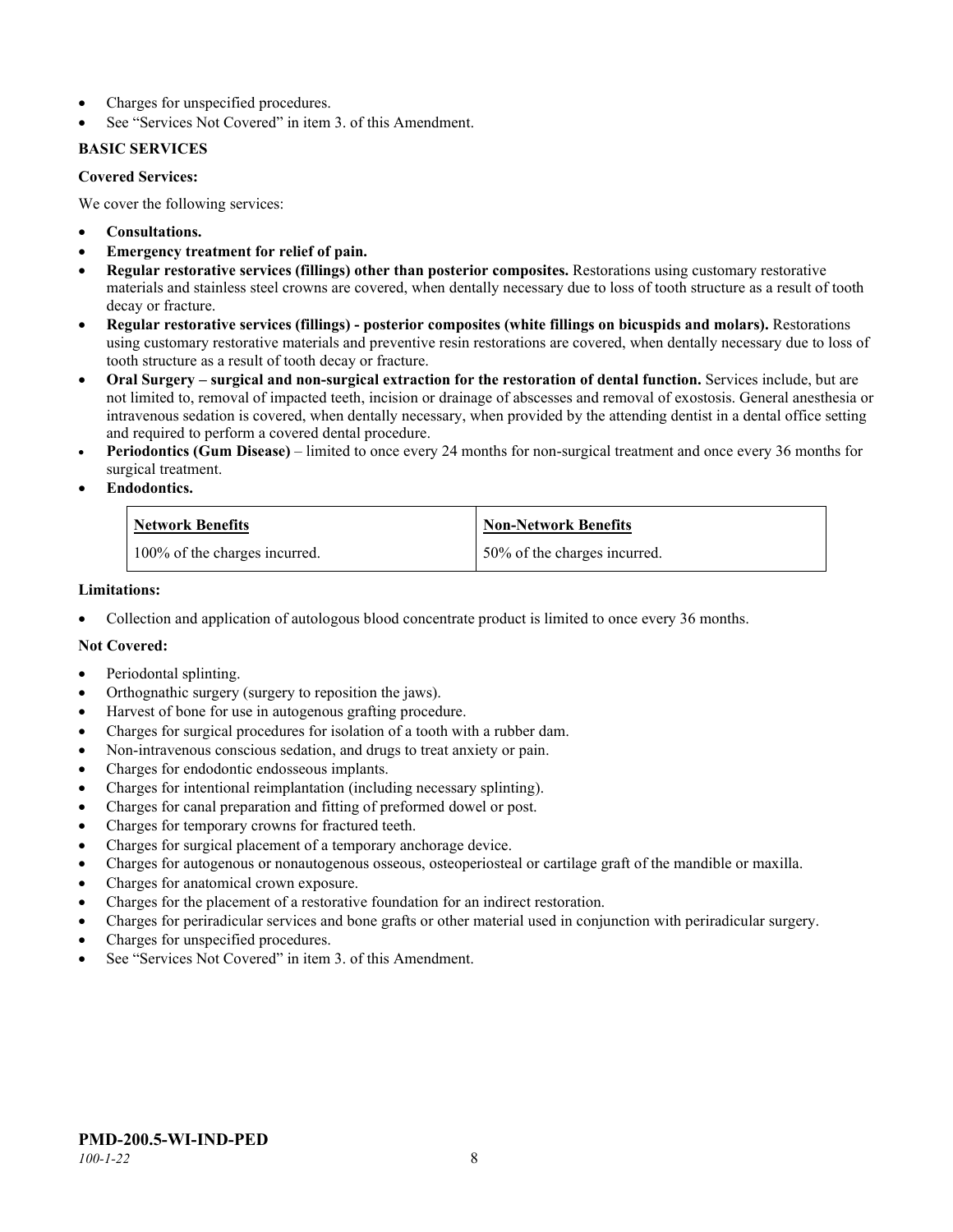- Charges for unspecified procedures.
- See "Services Not Covered" in item 3. of this Amendment.

**BASIC SERVICES**

**Covered Services:**

We cover the following services:

- **Consultations.**
- **Emergency treatment for relief of pain.**
- **Regular restorative services (fillings) other than posterior composites.** Restorations using customary restorative materials and stainless steel crowns are covered, when dentally necessary due to loss of tooth structure as a result of tooth decay or fracture.
- **Regular restorative services (fillings) - posterior composites (white fillings on bicuspids and molars).** Restorations using customary restorative materials and preventive resin restorations are covered, when dentally necessary due to loss of tooth structure as a result of tooth decay or fracture.
- **Oral Surgery – surgical and non-surgical extraction for the restoration of dental function.** Services include, but are not limited to, removal of impacted teeth, incision or drainage of abscesses and removal of exostosis. General anesthesia or intravenous sedation is covered, when dentally necessary, when provided by the attending dentist in a dental office setting and required to perform a covered dental procedure.
- **Periodontics (Gum Disease)** – limited to once every 24 months for non-surgical treatment and once every 36 months for surgical treatment.
- **Endodontics.**

| Network Benefits | Non-Network Benefits |
| --- | --- |
| 100% of the charges incurred. | 50% of the charges incurred. |

**Limitations:**

- Collection and application of autologous blood concentrate product is limited to once every 36 months.

**Not Covered:**

- Periodontal splinting.
- Orthognathic surgery (surgery to reposition the jaws).
- Harvest of bone for use in autogenous grafting procedure.
- Charges for surgical procedures for isolation of a tooth with a rubber dam.
- Non-intravenous conscious sedation, and drugs to treat anxiety or pain.
- Charges for endodontic endosseous implants.
- Charges for intentional reimplantation (including necessary splinting).
- Charges for canal preparation and fitting of preformed dowel or post.
- Charges for temporary crowns for fractured teeth.
- Charges for surgical placement of a temporary anchorage device.
- Charges for autogenous or nonautogenous osseous, osteoperiosteal or cartilage graft of the mandible or maxilla.
- Charges for anatomical crown exposure.
- Charges for the placement of a restorative foundation for an indirect restoration.
- Charges for periradicular services and bone grafts or other material used in conjunction with periradicular surgery.
- Charges for unspecified procedures.
- See "Services Not Covered" in item 3. of this Amendment.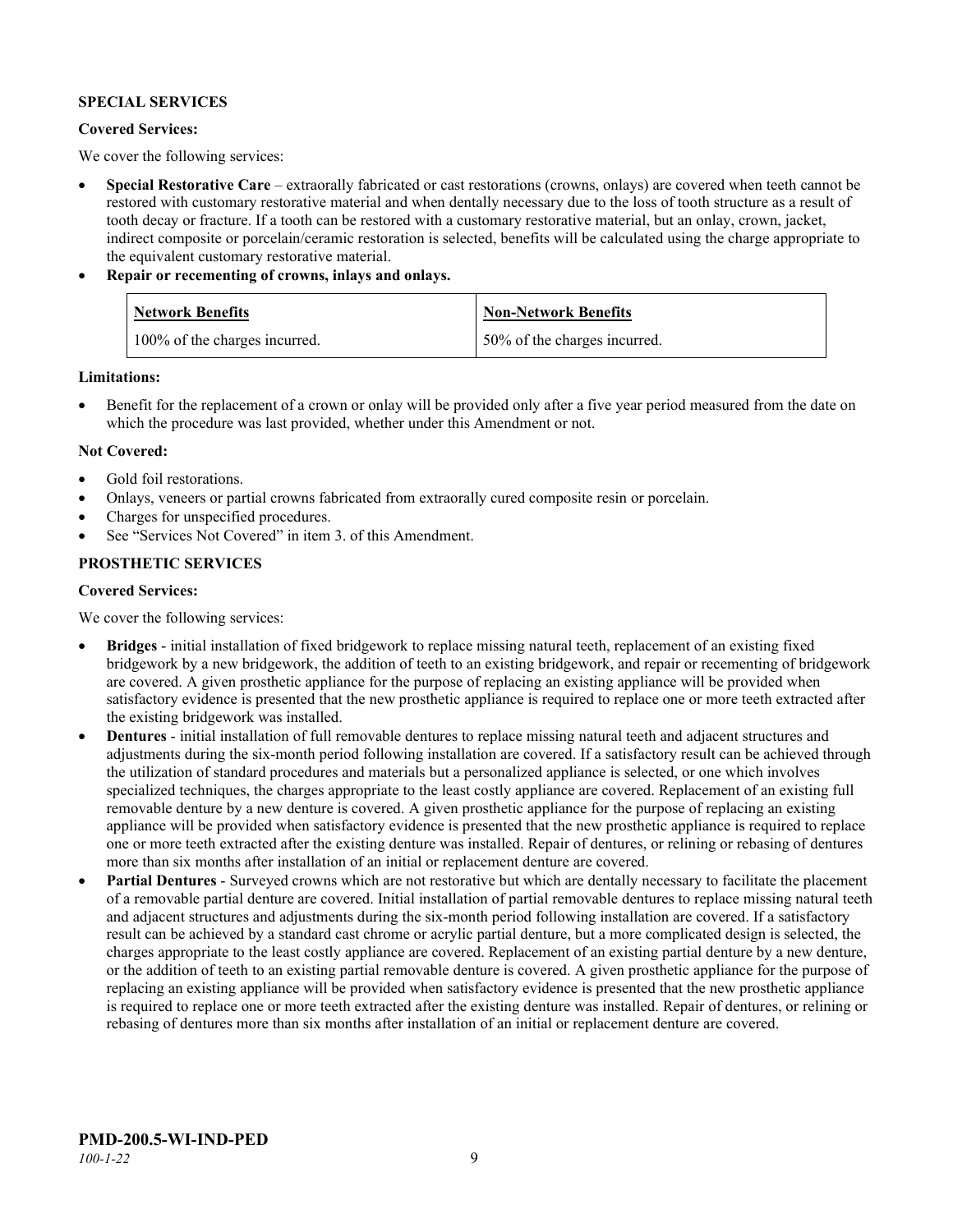**SPECIAL SERVICES**

**Covered Services:**

We cover the following services:

- **Special Restorative Care** – extraorally fabricated or cast restorations (crowns, onlays) are covered when teeth cannot be restored with customary restorative material and when dentally necessary due to the loss of tooth structure as a result of tooth decay or fracture. If a tooth can be restored with a customary restorative material, but an onlay, crown, jacket, indirect composite or porcelain/ceramic restoration is selected, benefits will be calculated using the charge appropriate to the equivalent customary restorative material.
- **Repair or recementing of crowns, inlays and onlays.**

| Network Benefits | Non-Network Benefits |
| --- | --- |
| 100% of the charges incurred. | 50% of the charges incurred. |

**Limitations:**

- Benefit for the replacement of a crown or onlay will be provided only after a five year period measured from the date on which the procedure was last provided, whether under this Amendment or not.

**Not Covered:**

- Gold foil restorations.
- Onlays, veneers or partial crowns fabricated from extraorally cured composite resin or porcelain.
- Charges for unspecified procedures.
- See "Services Not Covered" in item 3. of this Amendment.

**PROSTHETIC SERVICES**

**Covered Services:**

We cover the following services:

- **Bridges** - initial installation of fixed bridgework to replace missing natural teeth, replacement of an existing fixed bridgework by a new bridgework, the addition of teeth to an existing bridgework, and repair or recementing of bridgework are covered. A given prosthetic appliance for the purpose of replacing an existing appliance will be provided when satisfactory evidence is presented that the new prosthetic appliance is required to replace one or more teeth extracted after the existing bridgework was installed.
- **Dentures** - initial installation of full removable dentures to replace missing natural teeth and adjacent structures and adjustments during the six-month period following installation are covered. If a satisfactory result can be achieved through the utilization of standard procedures and materials but a personalized appliance is selected, or one which involves specialized techniques, the charges appropriate to the least costly appliance are covered. Replacement of an existing full removable denture by a new denture is covered. A given prosthetic appliance for the purpose of replacing an existing appliance will be provided when satisfactory evidence is presented that the new prosthetic appliance is required to replace one or more teeth extracted after the existing denture was installed. Repair of dentures, or relining or rebasing of dentures more than six months after installation of an initial or replacement denture are covered.
- **Partial Dentures** - Surveyed crowns which are not restorative but which are dentally necessary to facilitate the placement of a removable partial denture are covered. Initial installation of partial removable dentures to replace missing natural teeth and adjacent structures and adjustments during the six-month period following installation are covered. If a satisfactory result can be achieved by a standard cast chrome or acrylic partial denture, but a more complicated design is selected, the charges appropriate to the least costly appliance are covered. Replacement of an existing partial denture by a new denture, or the addition of teeth to an existing partial removable denture is covered. A given prosthetic appliance for the purpose of replacing an existing appliance will be provided when satisfactory evidence is presented that the new prosthetic appliance is required to replace one or more teeth extracted after the existing denture was installed. Repair of dentures, or relining or rebasing of dentures more than six months after installation of an initial or replacement denture are covered.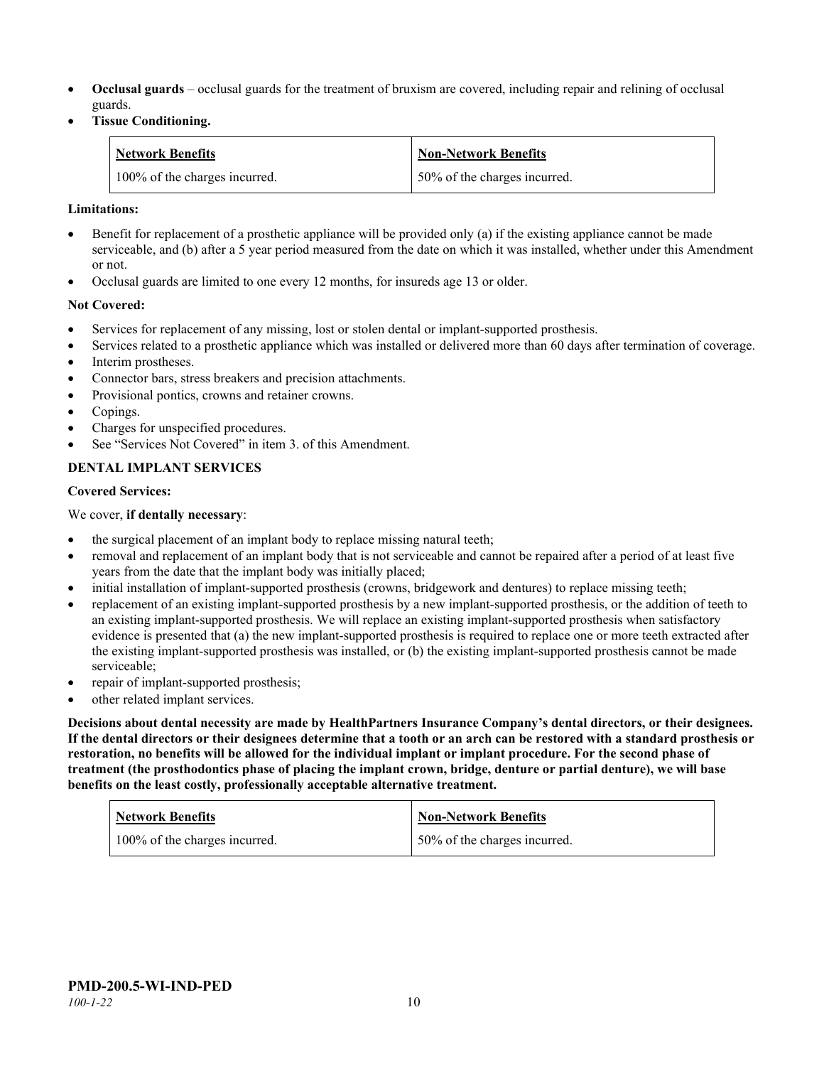- **Occlusal guards** – occlusal guards for the treatment of bruxism are covered, including repair and relining of occlusal guards.
- **Tissue Conditioning.**

| Network Benefits | Non-Network Benefits |
|---|---|
| 100% of the charges incurred. | 50% of the charges incurred. |

**Limitations:**

- Benefit for replacement of a prosthetic appliance will be provided only (a) if the existing appliance cannot be made serviceable, and (b) after a 5 year period measured from the date on which it was installed, whether under this Amendment or not.
- Occlusal guards are limited to one every 12 months, for insureds age 13 or older.

**Not Covered:**

- Services for replacement of any missing, lost or stolen dental or implant-supported prosthesis.
- Services related to a prosthetic appliance which was installed or delivered more than 60 days after termination of coverage.
- Interim prostheses.
- Connector bars, stress breakers and precision attachments.
- Provisional pontics, crowns and retainer crowns.
- Copings.
- Charges for unspecified procedures.
- See "Services Not Covered" in item 3. of this Amendment.

**DENTAL IMPLANT SERVICES**

**Covered Services:**

We cover, **if dentally necessary**:

- the surgical placement of an implant body to replace missing natural teeth;
- removal and replacement of an implant body that is not serviceable and cannot be repaired after a period of at least five years from the date that the implant body was initially placed;
- initial installation of implant-supported prosthesis (crowns, bridgework and dentures) to replace missing teeth;
- replacement of an existing implant-supported prosthesis by a new implant-supported prosthesis, or the addition of teeth to an existing implant-supported prosthesis. We will replace an existing implant-supported prosthesis when satisfactory evidence is presented that (a) the new implant-supported prosthesis is required to replace one or more teeth extracted after the existing implant-supported prosthesis was installed, or (b) the existing implant-supported prosthesis cannot be made serviceable;
- repair of implant-supported prosthesis;
- other related implant services.

**Decisions about dental necessity are made by HealthPartners Insurance Company's dental directors, or their designees. If the dental directors or their designees determine that a tooth or an arch can be restored with a standard prosthesis or restoration, no benefits will be allowed for the individual implant or implant procedure. For the second phase of treatment (the prosthodontics phase of placing the implant crown, bridge, denture or partial denture), we will base benefits on the least costly, professionally acceptable alternative treatment.**

| Network Benefits | Non-Network Benefits |
|---|---|
| 100% of the charges incurred. | 50% of the charges incurred. |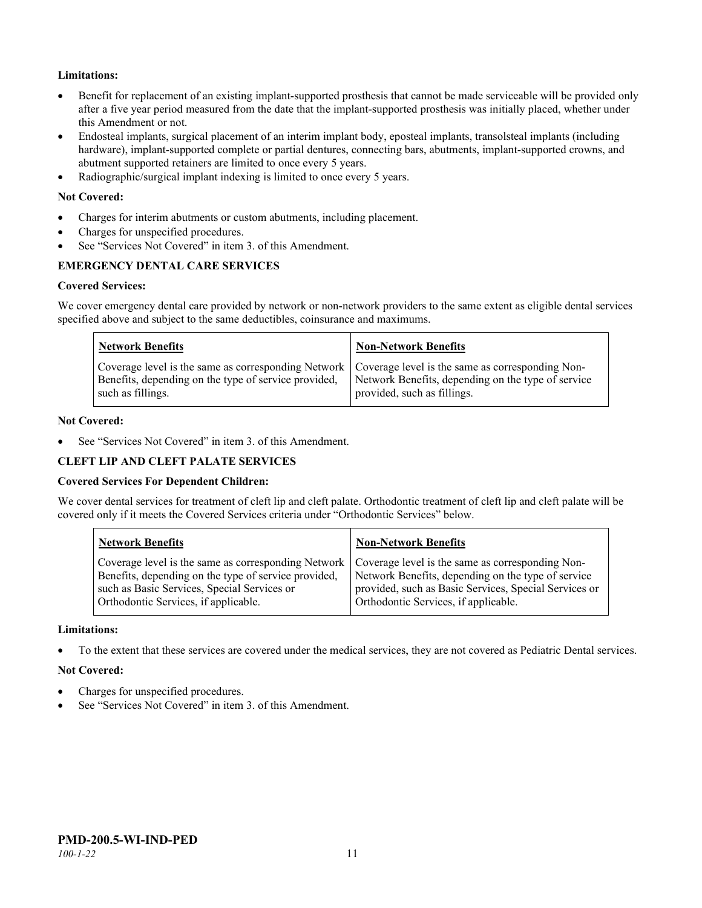**Limitations:**

- Benefit for replacement of an existing implant-supported prosthesis that cannot be made serviceable will be provided only after a five year period measured from the date that the implant-supported prosthesis was initially placed, whether under this Amendment or not.
- Endosteal implants, surgical placement of an interim implant body, eposteal implants, transolsteal implants (including hardware), implant-supported complete or partial dentures, connecting bars, abutments, implant-supported crowns, and abutment supported retainers are limited to once every 5 years.
- Radiographic/surgical implant indexing is limited to once every 5 years.

**Not Covered:**

- Charges for interim abutments or custom abutments, including placement.
- Charges for unspecified procedures.
- See "Services Not Covered" in item 3. of this Amendment.

**EMERGENCY DENTAL CARE SERVICES**

**Covered Services:**

We cover emergency dental care provided by network or non-network providers to the same extent as eligible dental services specified above and subject to the same deductibles, coinsurance and maximums.

| Network Benefits | Non-Network Benefits |
|---|---|
| Coverage level is the same as corresponding Network Benefits, depending on the type of service provided, such as fillings. | Coverage level is the same as corresponding Non-Network Benefits, depending on the type of service provided, such as fillings. |

**Not Covered:**

- See "Services Not Covered" in item 3. of this Amendment.

**CLEFT LIP AND CLEFT PALATE SERVICES**

**Covered Services For Dependent Children:**

We cover dental services for treatment of cleft lip and cleft palate. Orthodontic treatment of cleft lip and cleft palate will be covered only if it meets the Covered Services criteria under "Orthodontic Services" below.

| Network Benefits | Non-Network Benefits |
|---|---|
| Coverage level is the same as corresponding Network Benefits, depending on the type of service provided, such as Basic Services, Special Services or Orthodontic Services, if applicable. | Coverage level is the same as corresponding Non-Network Benefits, depending on the type of service provided, such as Basic Services, Special Services or Orthodontic Services, if applicable. |

**Limitations:**

- To the extent that these services are covered under the medical services, they are not covered as Pediatric Dental services.

**Not Covered:**

- Charges for unspecified procedures.
- See "Services Not Covered" in item 3. of this Amendment.

**PMD-200.5-WI-IND-PED**
*100-1-22*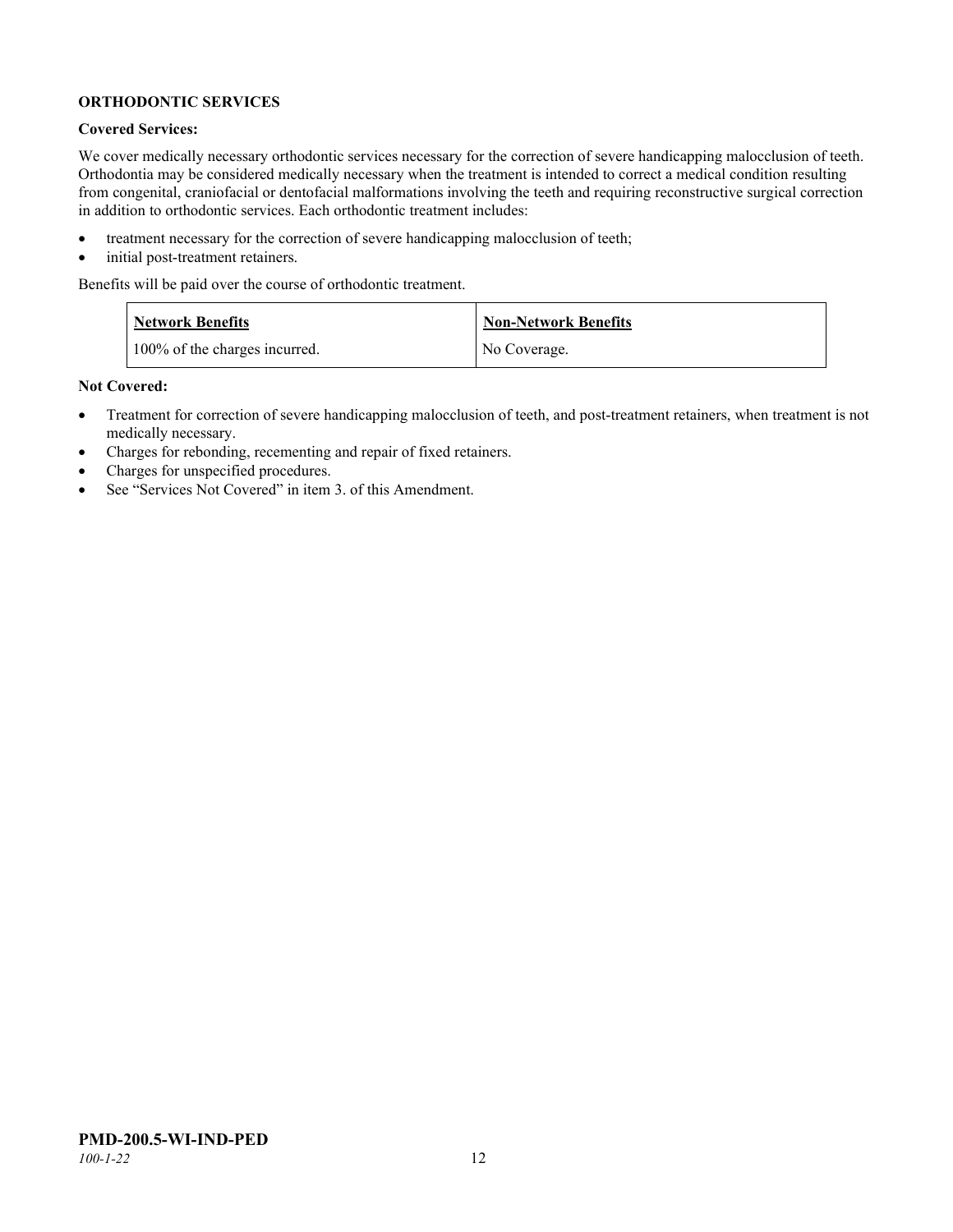**ORTHODONTIC SERVICES**

**Covered Services:**

We cover medically necessary orthodontic services necessary for the correction of severe handicapping malocclusion of teeth. Orthodontia may be considered medically necessary when the treatment is intended to correct a medical condition resulting from congenital, craniofacial or dentofacial malformations involving the teeth and requiring reconstructive surgical correction in addition to orthodontic services. Each orthodontic treatment includes:

- treatment necessary for the correction of severe handicapping malocclusion of teeth;
- initial post-treatment retainers.

Benefits will be paid over the course of orthodontic treatment.

| Network Benefits | Non-Network Benefits |
|---|---|
| 100% of the charges incurred. | No Coverage. |

**Not Covered:**

- Treatment for correction of severe handicapping malocclusion of teeth, and post-treatment retainers, when treatment is not medically necessary.
- Charges for rebonding, recementing and repair of fixed retainers.
- Charges for unspecified procedures.
- See "Services Not Covered" in item 3. of this Amendment.

**PMD-200.5-WI-IND-PED**
*100-1-22*